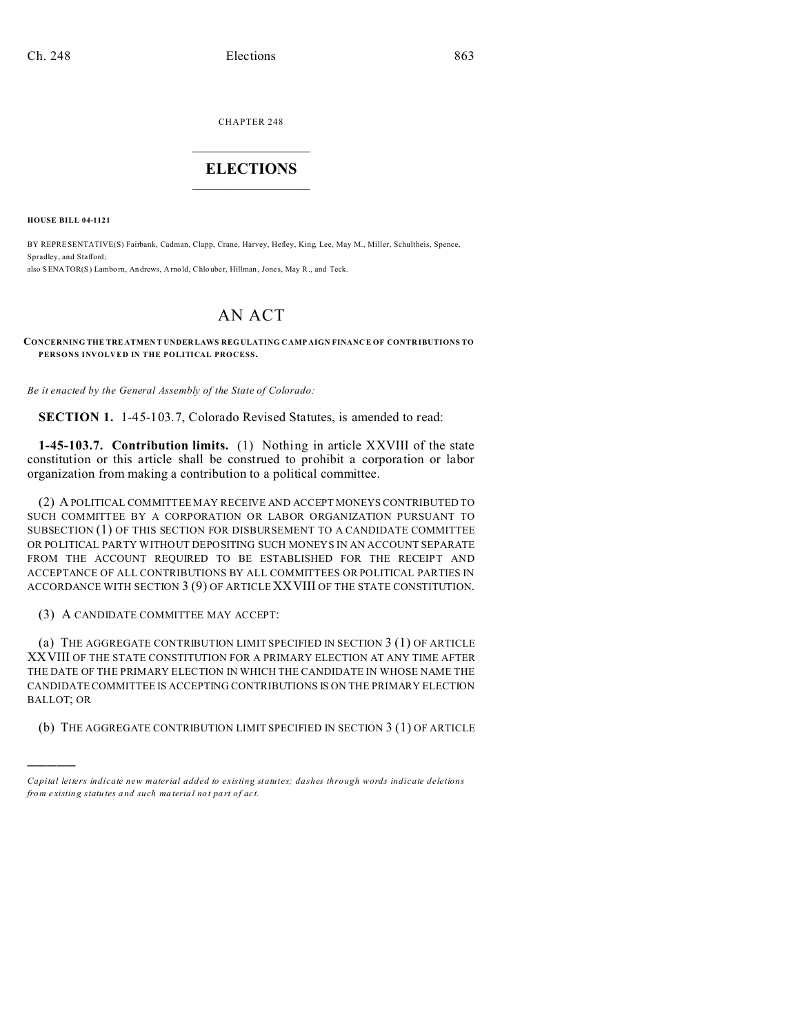CHAPTER 248

# ELECTIONS

**HOUSE BILL 04-1121**

BY REPRESENTATIVE(S) Fairbank, Cadman, Clapp, Crane, Harvey, Hefley, King, Lee, May M., Miller, Schultheis, Spence, Spradley, and Stafford;
also SENATOR(S) Lamborn, Andrews, Arnold, Chlouber, Hillman, Jones, May R., and Teck.

# AN ACT

**CONCERNING THE TREATMENT UNDER LAWS REGULATING CAMPAIGN FINANCE OF CONTRIBUTIONS TO PERSONS INVOLVED IN THE POLITICAL PROCESS.**

*Be it enacted by the General Assembly of the State of Colorado:*

**SECTION 1.** 1-45-103.7, Colorado Revised Statutes, is amended to read:

**1-45-103.7. Contribution limits.** (1) Nothing in article XXVIII of the state constitution or this article shall be construed to prohibit a corporation or labor organization from making a contribution to a political committee.

(2) A POLITICAL COMMITTEE MAY RECEIVE AND ACCEPT MONEYS CONTRIBUTED TO SUCH COMMITTEE BY A CORPORATION OR LABOR ORGANIZATION PURSUANT TO SUBSECTION (1) OF THIS SECTION FOR DISBURSEMENT TO A CANDIDATE COMMITTEE OR POLITICAL PARTY WITHOUT DEPOSITING SUCH MONEYS IN AN ACCOUNT SEPARATE FROM THE ACCOUNT REQUIRED TO BE ESTABLISHED FOR THE RECEIPT AND ACCEPTANCE OF ALL CONTRIBUTIONS BY ALL COMMITTEES OR POLITICAL PARTIES IN ACCORDANCE WITH SECTION 3 (9) OF ARTICLE XXVIII OF THE STATE CONSTITUTION.

(3) A CANDIDATE COMMITTEE MAY ACCEPT:

(a) THE AGGREGATE CONTRIBUTION LIMIT SPECIFIED IN SECTION 3 (1) OF ARTICLE XXVIII OF THE STATE CONSTITUTION FOR A PRIMARY ELECTION AT ANY TIME AFTER THE DATE OF THE PRIMARY ELECTION IN WHICH THE CANDIDATE IN WHOSE NAME THE CANDIDATE COMMITTEE IS ACCEPTING CONTRIBUTIONS IS ON THE PRIMARY ELECTION BALLOT; OR

(b) THE AGGREGATE CONTRIBUTION LIMIT SPECIFIED IN SECTION 3 (1) OF ARTICLE

---

*Capital letters indicate new material added to existing statutes; dashes through words indicate deletions from existing statutes and such material not part of act.*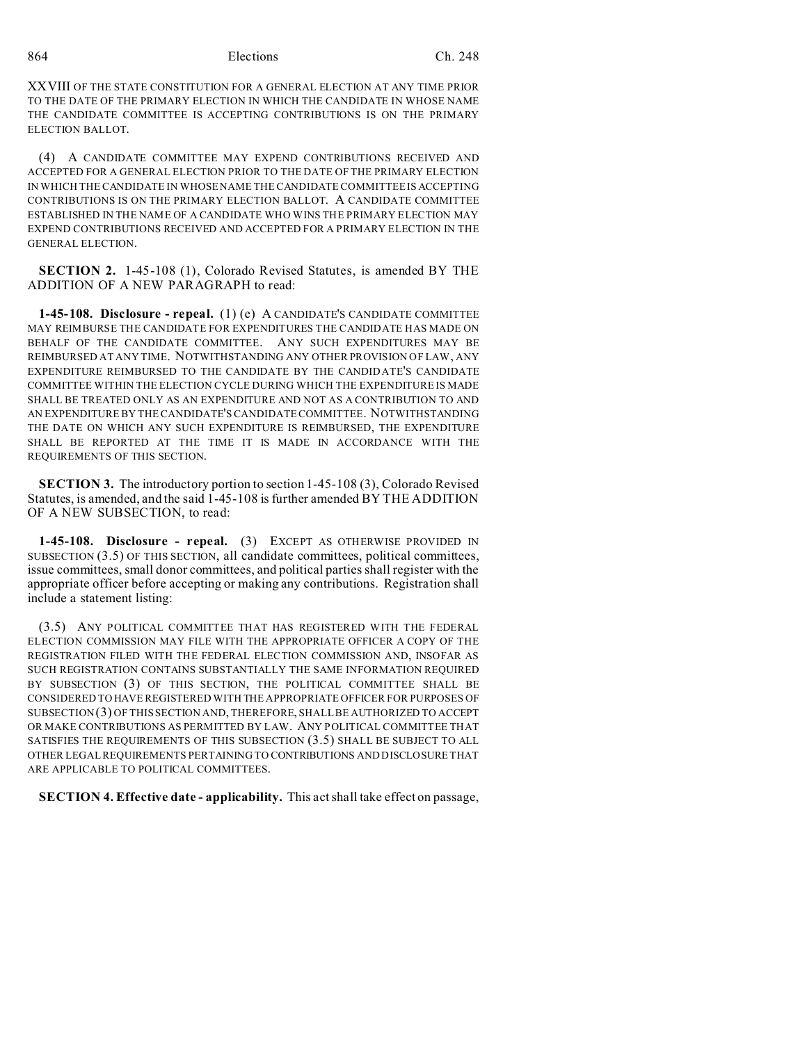XXVIII OF THE STATE CONSTITUTION FOR A GENERAL ELECTION AT ANY TIME PRIOR TO THE DATE OF THE PRIMARY ELECTION IN WHICH THE CANDIDATE IN WHOSE NAME THE CANDIDATE COMMITTEE IS ACCEPTING CONTRIBUTIONS IS ON THE PRIMARY ELECTION BALLOT.

(4) A CANDIDATE COMMITTEE MAY EXPEND CONTRIBUTIONS RECEIVED AND ACCEPTED FOR A GENERAL ELECTION PRIOR TO THE DATE OF THE PRIMARY ELECTION IN WHICH THE CANDIDATE IN WHOSE NAME THE CANDIDATE COMMITTEE IS ACCEPTING CONTRIBUTIONS IS ON THE PRIMARY ELECTION BALLOT. A CANDIDATE COMMITTEE ESTABLISHED IN THE NAME OF A CANDIDATE WHO WINS THE PRIMARY ELECTION MAY EXPEND CONTRIBUTIONS RECEIVED AND ACCEPTED FOR A PRIMARY ELECTION IN THE GENERAL ELECTION.

**SECTION 2.** 1-45-108 (1), Colorado Revised Statutes, is amended BY THE ADDITION OF A NEW PARAGRAPH to read:

**1-45-108. Disclosure - repeal.** (1) (e) A CANDIDATE'S CANDIDATE COMMITTEE MAY REIMBURSE THE CANDIDATE FOR EXPENDITURES THE CANDIDATE HAS MADE ON BEHALF OF THE CANDIDATE COMMITTEE. ANY SUCH EXPENDITURES MAY BE REIMBURSED AT ANY TIME. NOTWITHSTANDING ANY OTHER PROVISION OF LAW, ANY EXPENDITURE REIMBURSED TO THE CANDIDATE BY THE CANDIDATE'S CANDIDATE COMMITTEE WITHIN THE ELECTION CYCLE DURING WHICH THE EXPENDITURE IS MADE SHALL BE TREATED ONLY AS AN EXPENDITURE AND NOT AS A CONTRIBUTION TO AND AN EXPENDITURE BY THE CANDIDATE'S CANDIDATE COMMITTEE. NOTWITHSTANDING THE DATE ON WHICH ANY SUCH EXPENDITURE IS REIMBURSED, THE EXPENDITURE SHALL BE REPORTED AT THE TIME IT IS MADE IN ACCORDANCE WITH THE REQUIREMENTS OF THIS SECTION.

**SECTION 3.** The introductory portion to section 1-45-108 (3), Colorado Revised Statutes, is amended, and the said 1-45-108 is further amended BY THE ADDITION OF A NEW SUBSECTION, to read:

**1-45-108. Disclosure - repeal.** (3) EXCEPT AS OTHERWISE PROVIDED IN SUBSECTION (3.5) OF THIS SECTION, all candidate committees, political committees, issue committees, small donor committees, and political parties shall register with the appropriate officer before accepting or making any contributions. Registration shall include a statement listing:

(3.5) ANY POLITICAL COMMITTEE THAT HAS REGISTERED WITH THE FEDERAL ELECTION COMMISSION MAY FILE WITH THE APPROPRIATE OFFICER A COPY OF THE REGISTRATION FILED WITH THE FEDERAL ELECTION COMMISSION AND, INSOFAR AS SUCH REGISTRATION CONTAINS SUBSTANTIALLY THE SAME INFORMATION REQUIRED BY SUBSECTION (3) OF THIS SECTION, THE POLITICAL COMMITTEE SHALL BE CONSIDERED TO HAVE REGISTERED WITH THE APPROPRIATE OFFICER FOR PURPOSES OF SUBSECTION (3) OF THIS SECTION AND, THEREFORE, SHALL BE AUTHORIZED TO ACCEPT OR MAKE CONTRIBUTIONS AS PERMITTED BY LAW. ANY POLITICAL COMMITTEE THAT SATISFIES THE REQUIREMENTS OF THIS SUBSECTION (3.5) SHALL BE SUBJECT TO ALL OTHER LEGAL REQUIREMENTS PERTAINING TO CONTRIBUTIONS AND DISCLOSURE THAT ARE APPLICABLE TO POLITICAL COMMITTEES.

**SECTION 4. Effective date - applicability.** This act shall take effect on passage,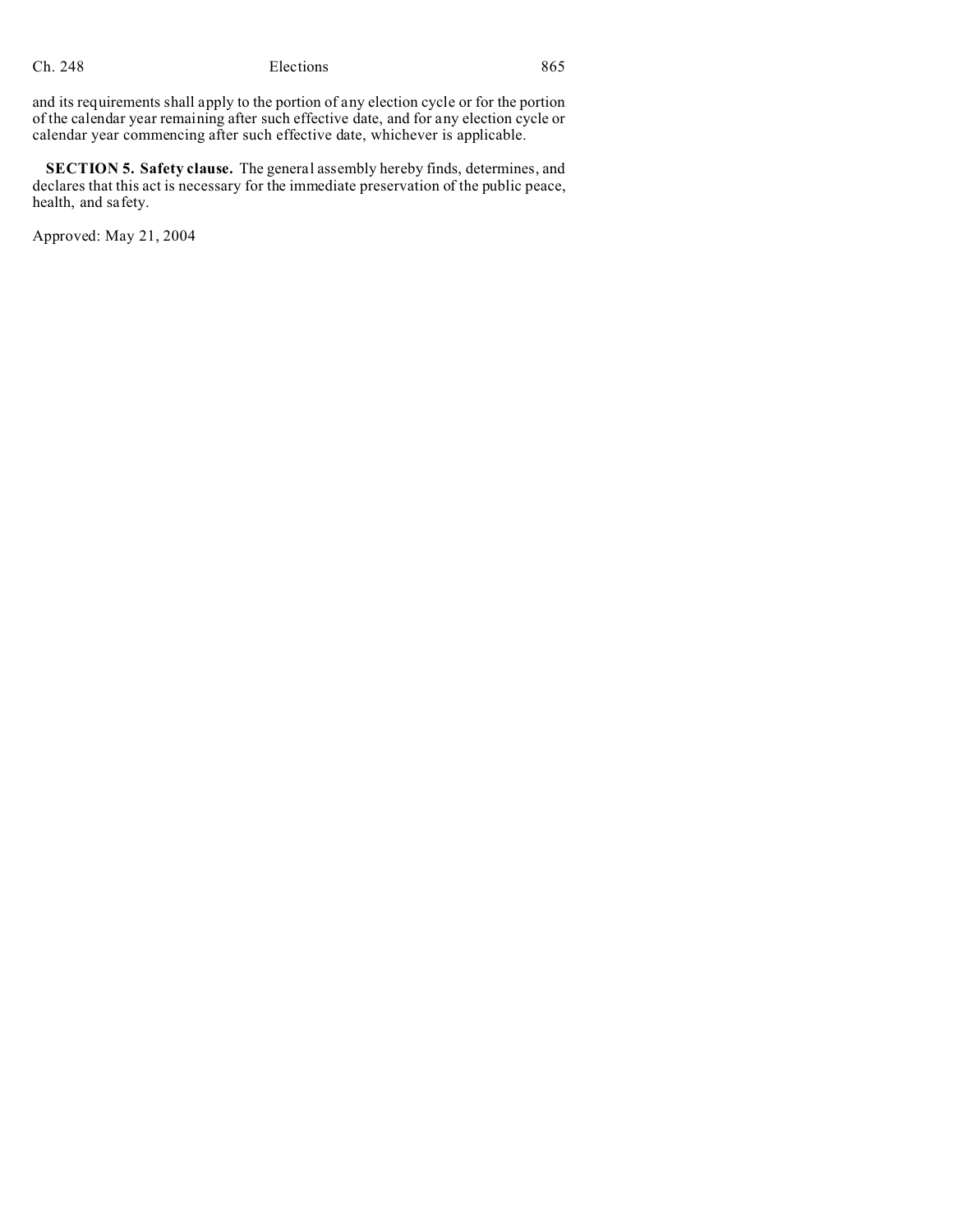and its requirements shall apply to the portion of any election cycle or for the portion of the calendar year remaining after such effective date, and for any election cycle or calendar year commencing after such effective date, whichever is applicable.

**SECTION 5. Safety clause.** The general assembly hereby finds, determines, and declares that this act is necessary for the immediate preservation of the public peace, health, and safety.

Approved: May 21, 2004